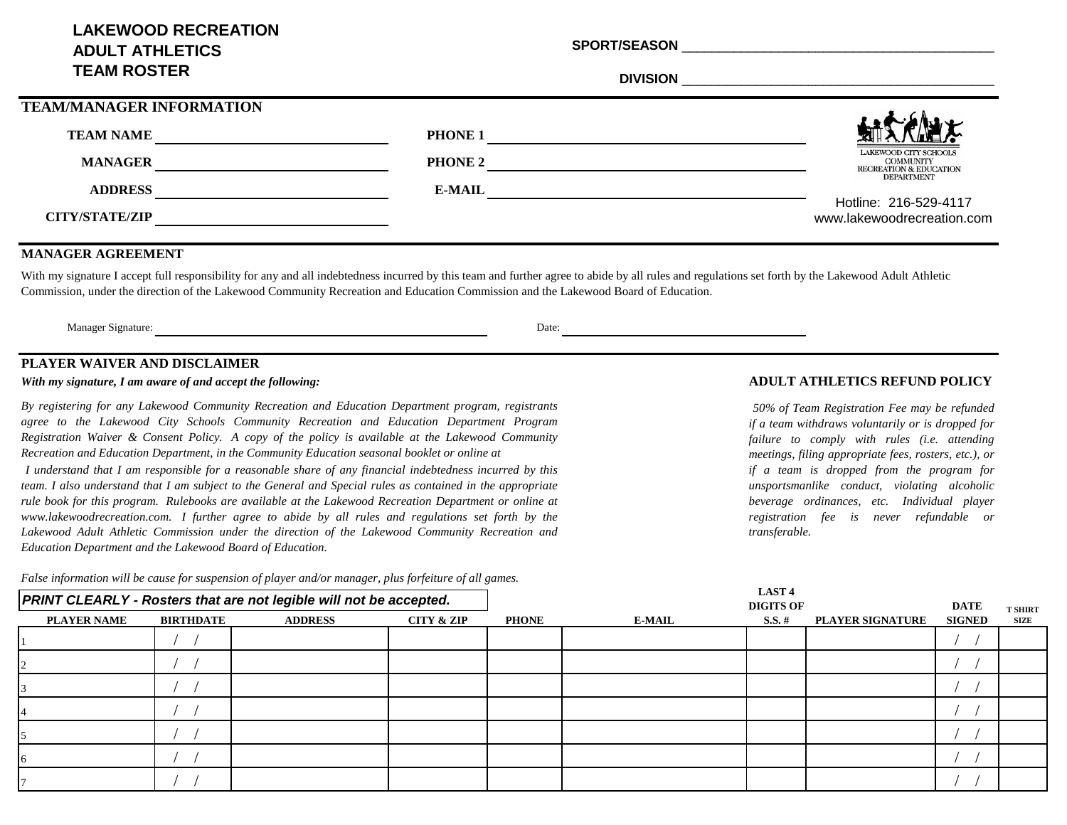# LAKEWOOD RECREATION
# ADULT ATHLETICS
# TEAM ROSTER

**SPORT/SEASON** ___________________________________________

**DIVISION** ___________________________________________

## TEAM/MANAGER INFORMATION

**TEAM NAME** ______________________________ **PHONE 1** ______________________________

**MANAGER** ______________________________ **PHONE 2** ______________________________

**ADDRESS** ______________________________ **E-MAIL** ______________________________

**CITY/STATE/ZIP** ______________________________

LAKEWOOD CITY SCHOOLS
COMMUNITY
RECREATION & EDUCATION
DEPARTMENT

Hotline: 216-529-4117
www.lakewoodrecreation.com

## MANAGER AGREEMENT

With my signature I accept full responsibility for any and all indebtedness incurred by this team and further agree to abide by all rules and regulations set forth by the Lakewood Adult Athletic Commission, under the direction of the Lakewood Community Recreation and Education Commission and the Lakewood Board of Education.

Manager Signature: ______________________________ Date: ______________________________

## PLAYER WAIVER AND DISCLAIMER

***With my signature, I am aware of and accept the following:***

*By registering for any Lakewood Community Recreation and Education Department program, registrants agree to the Lakewood City Schools Community Recreation and Education Department Program Registration Waiver & Consent Policy. A copy of the policy is available at the Lakewood Community Recreation and Education Department, in the Community Education seasonal booklet or online at*

*I understand that I am responsible for a reasonable share of any financial indebtedness incurred by this team. I also understand that I am subject to the General and Special rules as contained in the appropriate rule book for this program. Rulebooks are available at the Lakewood Recreation Department or online at www.lakewoodrecreation.com. I further agree to abide by all rules and regulations set forth by the Lakewood Adult Athletic Commission under the direction of the Lakewood Community Recreation and Education Department and the Lakewood Board of Education.*

### ADULT ATHLETICS REFUND POLICY

*50% of Team Registration Fee may be refunded if a team withdraws voluntarily or is dropped for failure to comply with rules (i.e. attending meetings, filing appropriate fees, rosters, etc.), or if a team is dropped from the program for unsportsmanlike conduct, violating alcoholic beverage ordinances, etc. Individual player registration fee is never refundable or transferable.*

*False information will be cause for suspension of player and/or manager, plus forfeiture of all games.*

***PRINT CLEARLY - Rosters that are not legible will not be accepted.***

| PLAYER NAME | BIRTHDATE | ADDRESS | CITY & ZIP | PHONE | E-MAIL | LAST 4 DIGITS OF S.S. # | PLAYER SIGNATURE | DATE SIGNED | T SHIRT SIZE |
|---|---|---|---|---|---|---|---|---|---|
| 1 | / / | | | | | | | / / | |
| 2 | / / | | | | | | | / / | |
| 3 | / / | | | | | | | / / | |
| 4 | / / | | | | | | | / / | |
| 5 | / / | | | | | | | / / | |
| 6 | / / | | | | | | | / / | |
| 7 | / / | | | | | | | / / | |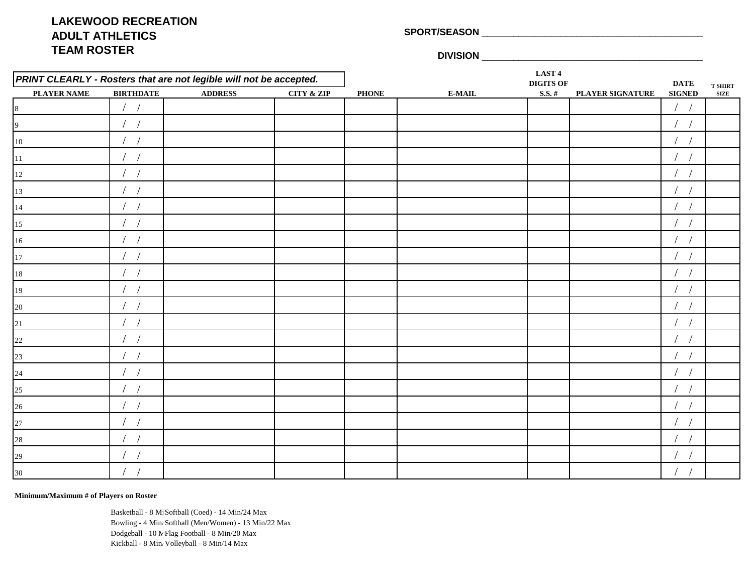**LAKEWOOD RECREATION**
**ADULT ATHLETICS**
**TEAM ROSTER**

**SPORT/SEASON** ___________________________________________

**DIVISION** ___________________________________________

*PRINT CLEARLY - Rosters that are not legible will not be accepted.*

| PLAYER NAME | BIRTHDATE | ADDRESS | CITY & ZIP | PHONE | E-MAIL | LAST 4 DIGITS OF S.S. # | PLAYER SIGNATURE | DATE SIGNED | T SHIRT SIZE |
|---|---|---|---|---|---|---|---|---|---|
| 8 | / / | | | | | | | / / | |
| 9 | / / | | | | | | | / / | |
| 10 | / / | | | | | | | / / | |
| 11 | / / | | | | | | | / / | |
| 12 | / / | | | | | | | / / | |
| 13 | / / | | | | | | | / / | |
| 14 | / / | | | | | | | / / | |
| 15 | / / | | | | | | | / / | |
| 16 | / / | | | | | | | / / | |
| 17 | / / | | | | | | | / / | |
| 18 | / / | | | | | | | / / | |
| 19 | / / | | | | | | | / / | |
| 20 | / / | | | | | | | / / | |
| 21 | / / | | | | | | | / / | |
| 22 | / / | | | | | | | / / | |
| 23 | / / | | | | | | | / / | |
| 24 | / / | | | | | | | / / | |
| 25 | / / | | | | | | | / / | |
| 26 | / / | | | | | | | / / | |
| 27 | / / | | | | | | | / / | |
| 28 | / / | | | | | | | / / | |
| 29 | / / | | | | | | | / / | |
| 30 | / / | | | | | | | / / | |

**Minimum/Maximum # of Players on Roster**

Basketball - 8 Mi
Bowling - 4 Min/
Dodgeball - 10 M
Kickball - 8 Min/

Softball (Coed) - 14 Min/24 Max
Softball (Men/Women) - 13 Min/22 Max
Flag Football - 8 Min/20 Max
Volleyball - 8 Min/14 Max